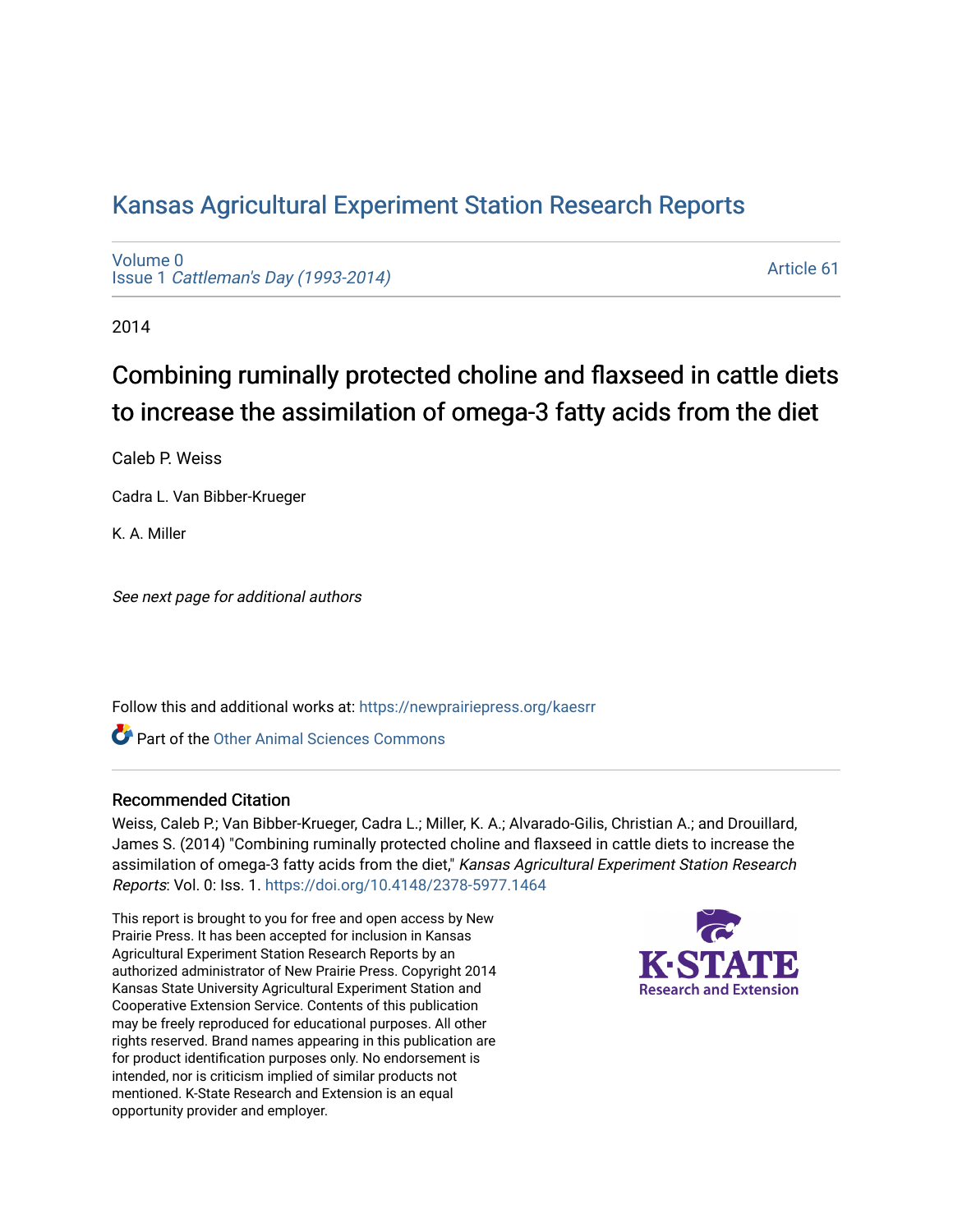# Kansas Agricultural Experiment Station Research Reports

Volume 0
Issue 1 *Cattleman's Day (1993-2014)*

Article 61

2014

## Combining ruminally protected choline and flaxseed in cattle diets to increase the assimilation of omega-3 fatty acids from the diet

Caleb P. Weiss

Cadra L. Van Bibber-Krueger

K. A. Miller

*See next page for additional authors*

Follow this and additional works at: https://newprairiepress.org/kaesrr

Part of the Other Animal Sciences Commons

### Recommended Citation

Weiss, Caleb P.; Van Bibber-Krueger, Cadra L.; Miller, K. A.; Alvarado-Gilis, Christian A.; and Drouillard, James S. (2014) "Combining ruminally protected choline and flaxseed in cattle diets to increase the assimilation of omega-3 fatty acids from the diet," *Kansas Agricultural Experiment Station Research Reports*: Vol. 0: Iss. 1. https://doi.org/10.4148/2378-5977.1464

This report is brought to you for free and open access by New Prairie Press. It has been accepted for inclusion in Kansas Agricultural Experiment Station Research Reports by an authorized administrator of New Prairie Press. Copyright 2014 Kansas State University Agricultural Experiment Station and Cooperative Extension Service. Contents of this publication may be freely reproduced for educational purposes. All other rights reserved. Brand names appearing in this publication are for product identification purposes only. No endorsement is intended, nor is criticism implied of similar products not mentioned. K-State Research and Extension is an equal opportunity provider and employer.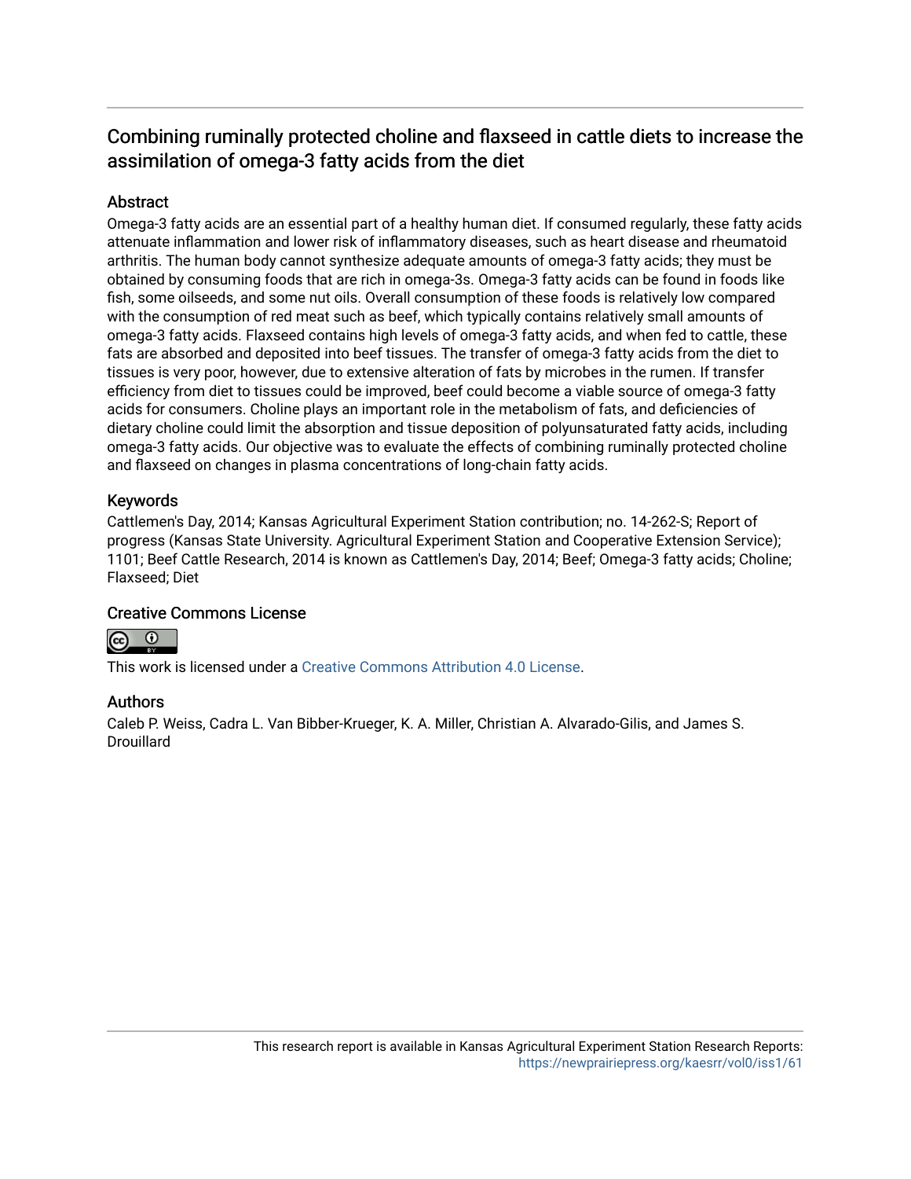# Combining ruminally protected choline and flaxseed in cattle diets to increase the assimilation of omega-3 fatty acids from the diet

## Abstract

Omega-3 fatty acids are an essential part of a healthy human diet. If consumed regularly, these fatty acids attenuate inflammation and lower risk of inflammatory diseases, such as heart disease and rheumatoid arthritis. The human body cannot synthesize adequate amounts of omega-3 fatty acids; they must be obtained by consuming foods that are rich in omega-3s. Omega-3 fatty acids can be found in foods like fish, some oilseeds, and some nut oils. Overall consumption of these foods is relatively low compared with the consumption of red meat such as beef, which typically contains relatively small amounts of omega-3 fatty acids. Flaxseed contains high levels of omega-3 fatty acids, and when fed to cattle, these fats are absorbed and deposited into beef tissues. The transfer of omega-3 fatty acids from the diet to tissues is very poor, however, due to extensive alteration of fats by microbes in the rumen. If transfer efficiency from diet to tissues could be improved, beef could become a viable source of omega-3 fatty acids for consumers. Choline plays an important role in the metabolism of fats, and deficiencies of dietary choline could limit the absorption and tissue deposition of polyunsaturated fatty acids, including omega-3 fatty acids. Our objective was to evaluate the effects of combining ruminally protected choline and flaxseed on changes in plasma concentrations of long-chain fatty acids.

## Keywords

Cattlemen's Day, 2014; Kansas Agricultural Experiment Station contribution; no. 14-262-S; Report of progress (Kansas State University. Agricultural Experiment Station and Cooperative Extension Service); 1101; Beef Cattle Research, 2014 is known as Cattlemen's Day, 2014; Beef; Omega-3 fatty acids; Choline; Flaxseed; Diet

## Creative Commons License

This work is licensed under a Creative Commons Attribution 4.0 License.

## Authors

Caleb P. Weiss, Cadra L. Van Bibber-Krueger, K. A. Miller, Christian A. Alvarado-Gilis, and James S. Drouillard

This research report is available in Kansas Agricultural Experiment Station Research Reports: https://newprairiepress.org/kaesrr/vol0/iss1/61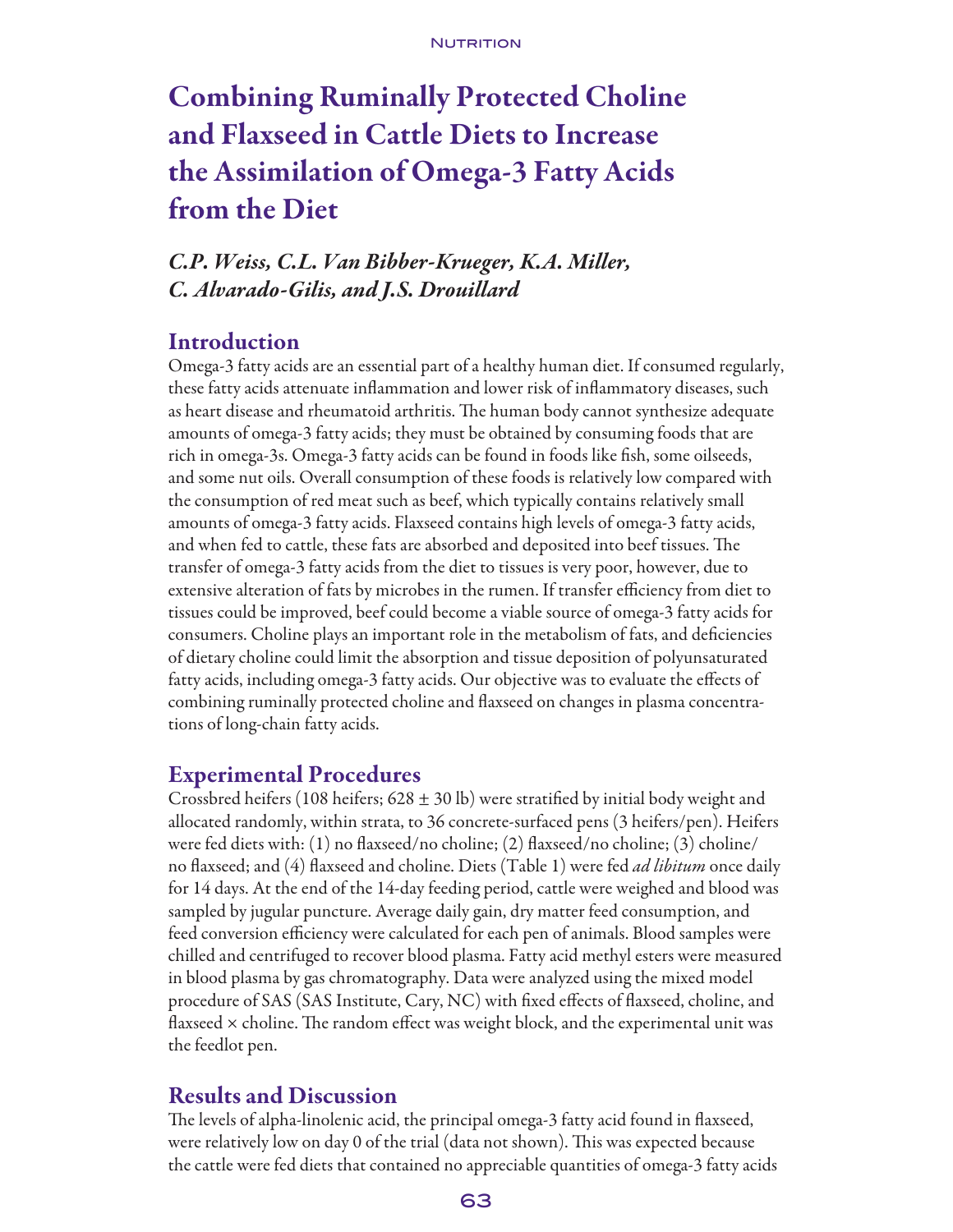# Combining Ruminally Protected Choline and Flaxseed in Cattle Diets to Increase the Assimilation of Omega-3 Fatty Acids from the Diet

*C.P. Weiss, C.L. Van Bibber-Krueger, K.A. Miller, C. Alvarado-Gilis, and J.S. Drouillard*

## Introduction

Omega-3 fatty acids are an essential part of a healthy human diet. If consumed regularly, these fatty acids attenuate inflammation and lower risk of inflammatory diseases, such as heart disease and rheumatoid arthritis. The human body cannot synthesize adequate amounts of omega-3 fatty acids; they must be obtained by consuming foods that are rich in omega-3s. Omega-3 fatty acids can be found in foods like fish, some oilseeds, and some nut oils. Overall consumption of these foods is relatively low compared with the consumption of red meat such as beef, which typically contains relatively small amounts of omega-3 fatty acids. Flaxseed contains high levels of omega-3 fatty acids, and when fed to cattle, these fats are absorbed and deposited into beef tissues. The transfer of omega-3 fatty acids from the diet to tissues is very poor, however, due to extensive alteration of fats by microbes in the rumen. If transfer efficiency from diet to tissues could be improved, beef could become a viable source of omega-3 fatty acids for consumers. Choline plays an important role in the metabolism of fats, and deficiencies of dietary choline could limit the absorption and tissue deposition of polyunsaturated fatty acids, including omega-3 fatty acids. Our objective was to evaluate the effects of combining ruminally protected choline and flaxseed on changes in plasma concentrations of long-chain fatty acids.

## Experimental Procedures

Crossbred heifers (108 heifers; $628 \pm 30$ lb) were stratified by initial body weight and allocated randomly, within strata, to 36 concrete-surfaced pens (3 heifers/pen). Heifers were fed diets with: (1) no flaxseed/no choline; (2) flaxseed/no choline; (3) choline/no flaxseed; and (4) flaxseed and choline. Diets (Table 1) were fed *ad libitum* once daily for 14 days. At the end of the 14-day feeding period, cattle were weighed and blood was sampled by jugular puncture. Average daily gain, dry matter feed consumption, and feed conversion efficiency were calculated for each pen of animals. Blood samples were chilled and centrifuged to recover blood plasma. Fatty acid methyl esters were measured in blood plasma by gas chromatography. Data were analyzed using the mixed model procedure of SAS (SAS Institute, Cary, NC) with fixed effects of flaxseed, choline, and flaxseed × choline. The random effect was weight block, and the experimental unit was the feedlot pen.

## Results and Discussion

The levels of alpha-linolenic acid, the principal omega-3 fatty acid found in flaxseed, were relatively low on day 0 of the trial (data not shown). This was expected because the cattle were fed diets that contained no appreciable quantities of omega-3 fatty acids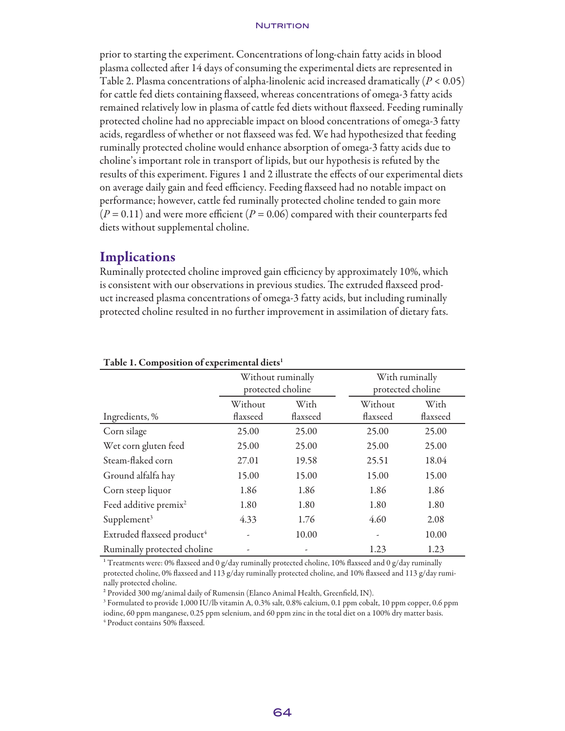prior to starting the experiment. Concentrations of long-chain fatty acids in blood plasma collected after 14 days of consuming the experimental diets are represented in Table 2. Plasma concentrations of alpha-linolenic acid increased dramatically ($P < 0.05$) for cattle fed diets containing flaxseed, whereas concentrations of omega-3 fatty acids remained relatively low in plasma of cattle fed diets without flaxseed. Feeding ruminally protected choline had no appreciable impact on blood concentrations of omega-3 fatty acids, regardless of whether or not flaxseed was fed. We had hypothesized that feeding ruminally protected choline would enhance absorption of omega-3 fatty acids due to choline's important role in transport of lipids, but our hypothesis is refuted by the results of this experiment. Figures 1 and 2 illustrate the effects of our experimental diets on average daily gain and feed efficiency. Feeding flaxseed had no notable impact on performance; however, cattle fed ruminally protected choline tended to gain more ($P = 0.11$) and were more efficient ($P = 0.06$) compared with their counterparts fed diets without supplemental choline.

## Implications

Ruminally protected choline improved gain efficiency by approximately 10%, which is consistent with our observations in previous studies. The extruded flaxseed product increased plasma concentrations of omega-3 fatty acids, but including ruminally protected choline resulted in no further improvement in assimilation of dietary fats.

**Table 1. Composition of experimental diets[1]**

| | Without ruminally protected choline | | With ruminally protected choline | |
|---|---|---|---|---|
| Ingredients, % | Without flaxseed | With flaxseed | Without flaxseed | With flaxseed |
| Corn silage | 25.00 | 25.00 | 25.00 | 25.00 |
| Wet corn gluten feed | 25.00 | 25.00 | 25.00 | 25.00 |
| Steam-flaked corn | 27.01 | 19.58 | 25.51 | 18.04 |
| Ground alfalfa hay | 15.00 | 15.00 | 15.00 | 15.00 |
| Corn steep liquor | 1.86 | 1.86 | 1.86 | 1.86 |
| Feed additive premix[2] | 1.80 | 1.80 | 1.80 | 1.80 |
| Supplement[3] | 4.33 | 1.76 | 4.60 | 2.08 |
| Extruded flaxseed product[4] | - | 10.00 | - | 10.00 |
| Ruminally protected choline | - | - | 1.23 | 1.23 |

[1] Treatments were: 0% flaxseed and 0 g/day ruminally protected choline, 10% flaxseed and 0 g/day ruminally protected choline, 0% flaxseed and 113 g/day ruminally protected choline, and 10% flaxseed and 113 g/day ruminally protected choline.

[2] Provided 300 mg/animal daily of Rumensin (Elanco Animal Health, Greenfield, IN).

[3] Formulated to provide 1,000 IU/lb vitamin A, 0.3% salt, 0.8% calcium, 0.1 ppm cobalt, 10 ppm copper, 0.6 ppm iodine, 60 ppm manganese, 0.25 ppm selenium, and 60 ppm zinc in the total diet on a 100% dry matter basis.

[4] Product contains 50% flaxseed.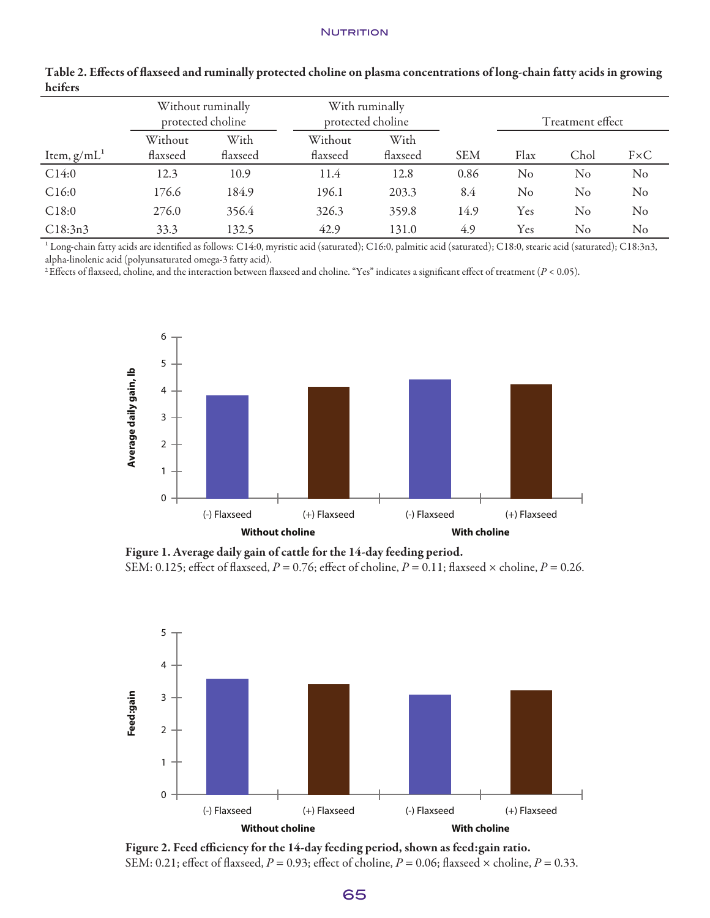**Table 2. Effects of flaxseed and ruminally protected choline on plasma concentrations of long-chain fatty acids in growing heifers**

| | Without ruminally protected choline | | With ruminally protected choline | | | Treatment effect[2] | | |
|---|---|---|---|---|---|---|---|---|
| Item, g/mL[1] | Without flaxseed | With flaxseed | Without flaxseed | With flaxseed | SEM | Flax | Chol | F×C |
| C14:0 | 12.3 | 10.9 | 11.4 | 12.8 | 0.86 | No | No | No |
| C16:0 | 176.6 | 184.9 | 196.1 | 203.3 | 8.4 | No | No | No |
| C18:0 | 276.0 | 356.4 | 326.3 | 359.8 | 14.9 | Yes | No | No |
| C18:3n3 | 33.3 | 132.5 | 42.9 | 131.0 | 4.9 | Yes | No | No |

[1] Long-chain fatty acids are identified as follows: C14:0, myristic acid (saturated); C16:0, palmitic acid (saturated); C18:0, stearic acid (saturated); C18:3n3, alpha-linolenic acid (polyunsaturated omega-3 fatty acid).

[2] Effects of flaxseed, choline, and the interaction between flaxseed and choline. "Yes" indicates a significant effect of treatment ($P < 0.05$).

Average daily gain, lb

0
1
2
3
4
5
6

(-) Flaxseed
(+) Flaxseed
(-) Flaxseed
(+) Flaxseed

Without choline
With choline

**Figure 1. Average daily gain of cattle for the 14-day feeding period.**
SEM: 0.125; effect of flaxseed, $P = 0.76$; effect of choline, $P = 0.11$; flaxseed × choline, $P = 0.26$.

Feed:gain

0
1
2
3
4
5

(-) Flaxseed
(+) Flaxseed
(-) Flaxseed
(+) Flaxseed

Without choline
With choline

**Figure 2. Feed efficiency for the 14-day feeding period, shown as feed:gain ratio.**
SEM: 0.21; effect of flaxseed, $P = 0.93$; effect of choline, $P = 0.06$; flaxseed × choline, $P = 0.33$.